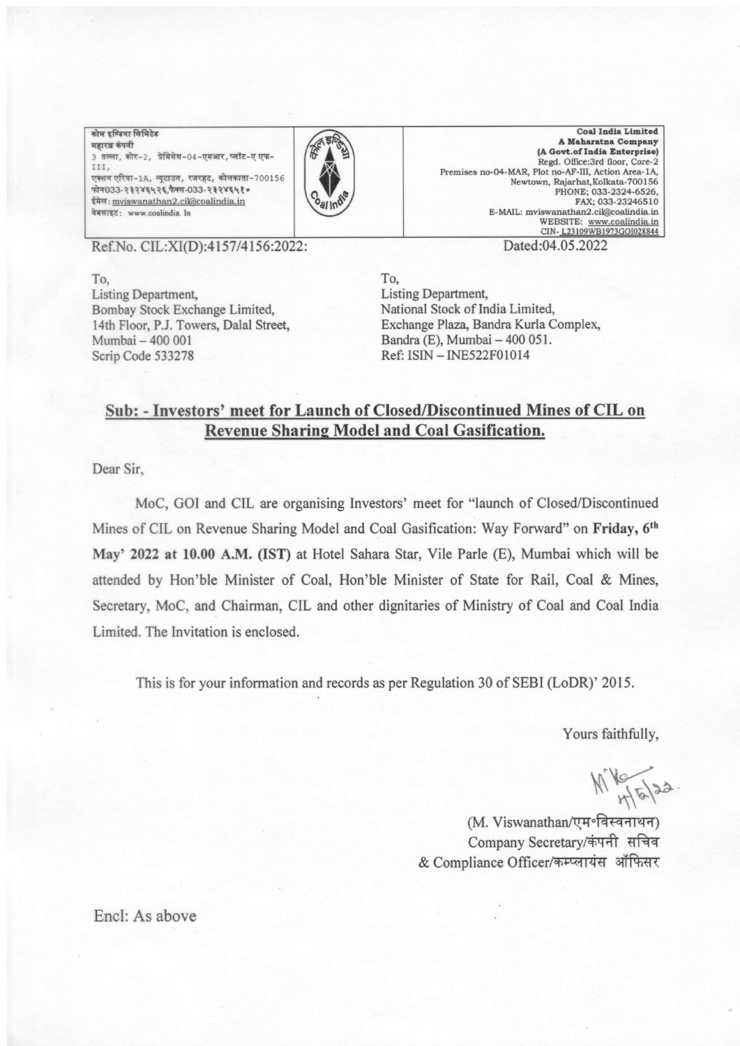| कोल इण्डिया लिमिटेड<br>महारत्न कंपनी<br>3 तल्ला, कोर-2, प्रेमिसेस-04-एमआर, प्लॉट-ए एफ-III,<br>एक्शन एरिया-1A, न्यूटाउन, रजरहट, कोलकाता-700156<br>फोन033-२३२४६५२६,फैक्स-033-२३२४६५१०<br>ईमेल: mviswanathan2.cil@coalindia.in<br>वेबसाइट: www.coalindia.in | | **Coal India Limited**<br>**A Maharatna Company**<br>**(A Govt.of India Enterprise)**<br>Regd. Office:3rd floor, Core-2<br>Premises no-04-MAR, Plot no-AF-III, Action Area-1A,<br>Newtown, Rajarhat,Kolkata-700156<br>PHONE; 033-2324-6526,<br>FAX; 033-23246510<br>E-MAIL: mviswanathan2.cil@coalindia.in<br>WEBSITE: www.coalindia.in<br>CIN- L23109WB1973GOI028844 |
|---|---|---|

Ref.No. CIL:XI(D):4157/4156:2022:

Dated:04.05.2022

To,
Listing Department,
Bombay Stock Exchange Limited,
14th Floor, P.J. Towers, Dalal Street,
Mumbai – 400 001
Scrip Code 533278

To,
Listing Department,
National Stock of India Limited,
Exchange Plaza, Bandra Kurla Complex,
Bandra (E), Mumbai – 400 051.
Ref: ISIN – INE522F01014

**Sub: - Investors' meet for Launch of Closed/Discontinued Mines of CIL on Revenue Sharing Model and Coal Gasification.**

Dear Sir,

MoC, GOI and CIL are organising Investors' meet for "launch of Closed/Discontinued Mines of CIL on Revenue Sharing Model and Coal Gasification: Way Forward" on **Friday, 6th May' 2022 at 10.00 A.M. (IST)** at Hotel Sahara Star, Vile Parle (E), Mumbai which will be attended by Hon'ble Minister of Coal, Hon'ble Minister of State for Rail, Coal & Mines, Secretary, MoC, and Chairman, CIL and other dignitaries of Ministry of Coal and Coal India Limited. The Invitation is enclosed.

This is for your information and records as per Regulation 30 of SEBI (LoDR)' 2015.

Yours faithfully,

(M. Viswanathan/एम॰विस्वनाथन)
Company Secretary/कंपनी सचिव
& Compliance Officer/कम्प्लायंस ऑफिसर

Encl: As above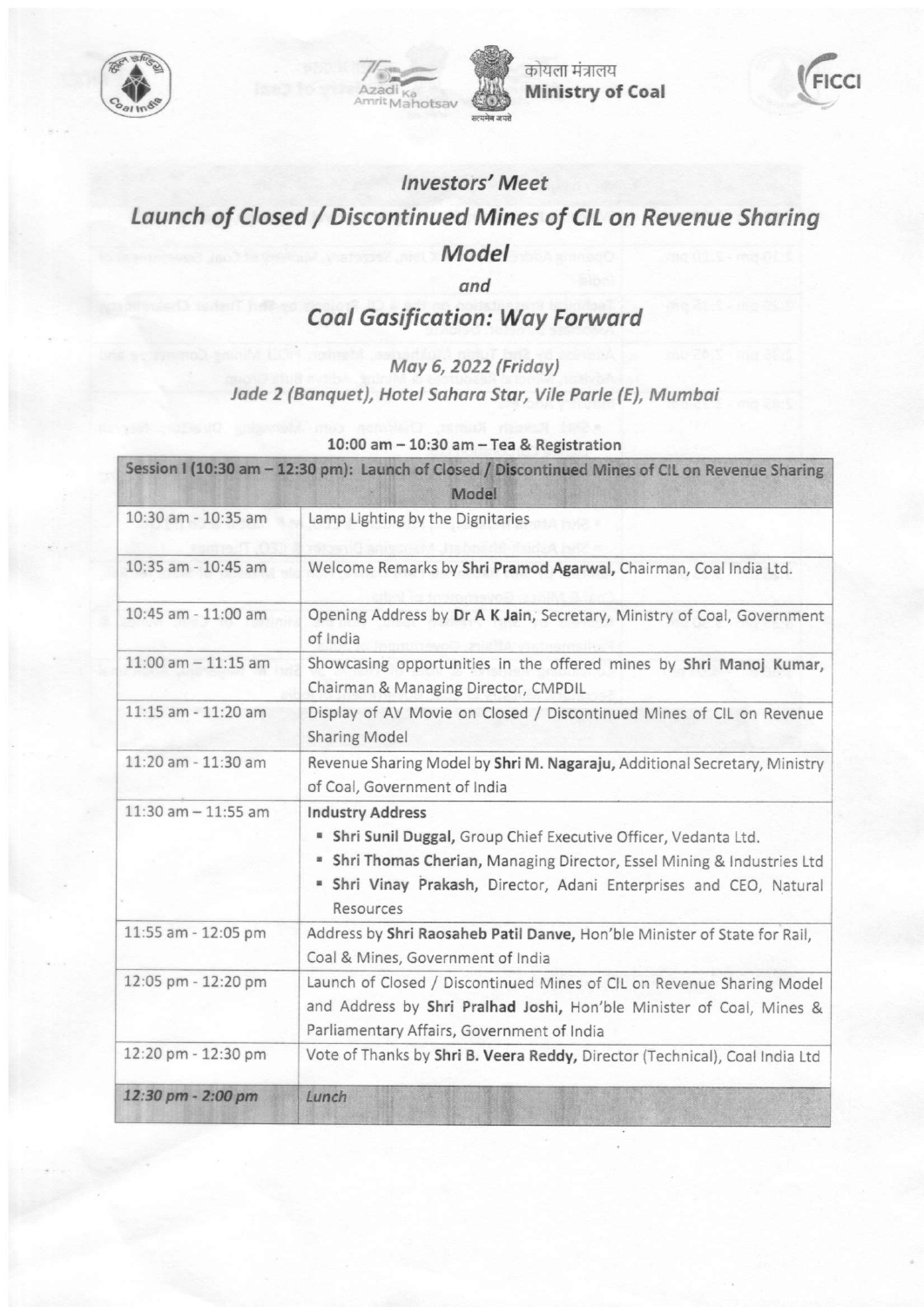कोयला मंत्रालय
**Ministry of Coal**

## *Investors' Meet*

## *Launch of Closed / Discontinued Mines of CIL on Revenue Sharing Model*

*and*

## *Coal Gasification: Way Forward*

*May 6, 2022 (Friday)*

*Jade 2 (Banquet), Hotel Sahara Star, Vile Parle (E), Mumbai*

**10:00 am – 10:30 am – Tea & Registration**

| **Session I (10:30 am – 12:30 pm): Launch of Closed / Discontinued Mines of CIL on Revenue Sharing Model** | |
|---|---|
| 10:30 am - 10:35 am | Lamp Lighting by the Dignitaries |
| 10:35 am - 10:45 am | Welcome Remarks by **Shri Pramod Agarwal,** Chairman, Coal India Ltd. |
| 10:45 am - 11:00 am | Opening Address by **Dr A K Jain,** Secretary, Ministry of Coal, Government of India |
| 11:00 am – 11:15 am | Showcasing opportunities in the offered mines by **Shri Manoj Kumar,** Chairman & Managing Director, CMPDIL |
| 11:15 am - 11:20 am | Display of AV Movie on Closed / Discontinued Mines of CIL on Revenue Sharing Model |
| 11:20 am - 11:30 am | Revenue Sharing Model by **Shri M. Nagaraju,** Additional Secretary, Ministry of Coal, Government of India |
| 11:30 am – 11:55 am | **Industry Address**<br>▪ **Shri Sunil Duggal,** Group Chief Executive Officer, Vedanta Ltd.<br>▪ **Shri Thomas Cherian,** Managing Director, Essel Mining & Industries Ltd<br>▪ **Shri Vinay Prakash,** Director, Adani Enterprises and CEO, Natural Resources |
| 11:55 am - 12:05 pm | Address by **Shri Raosaheb Patil Danve,** Hon'ble Minister of State for Rail, Coal & Mines, Government of India |
| 12:05 pm - 12:20 pm | Launch of Closed / Discontinued Mines of CIL on Revenue Sharing Model and Address by **Shri Pralhad Joshi,** Hon'ble Minister of Coal, Mines & Parliamentary Affairs, Government of India |
| 12:20 pm - 12:30 pm | Vote of Thanks by **Shri B. Veera Reddy,** Director (Technical), Coal India Ltd |
| *12:30 pm - 2:00 pm* | *Lunch* |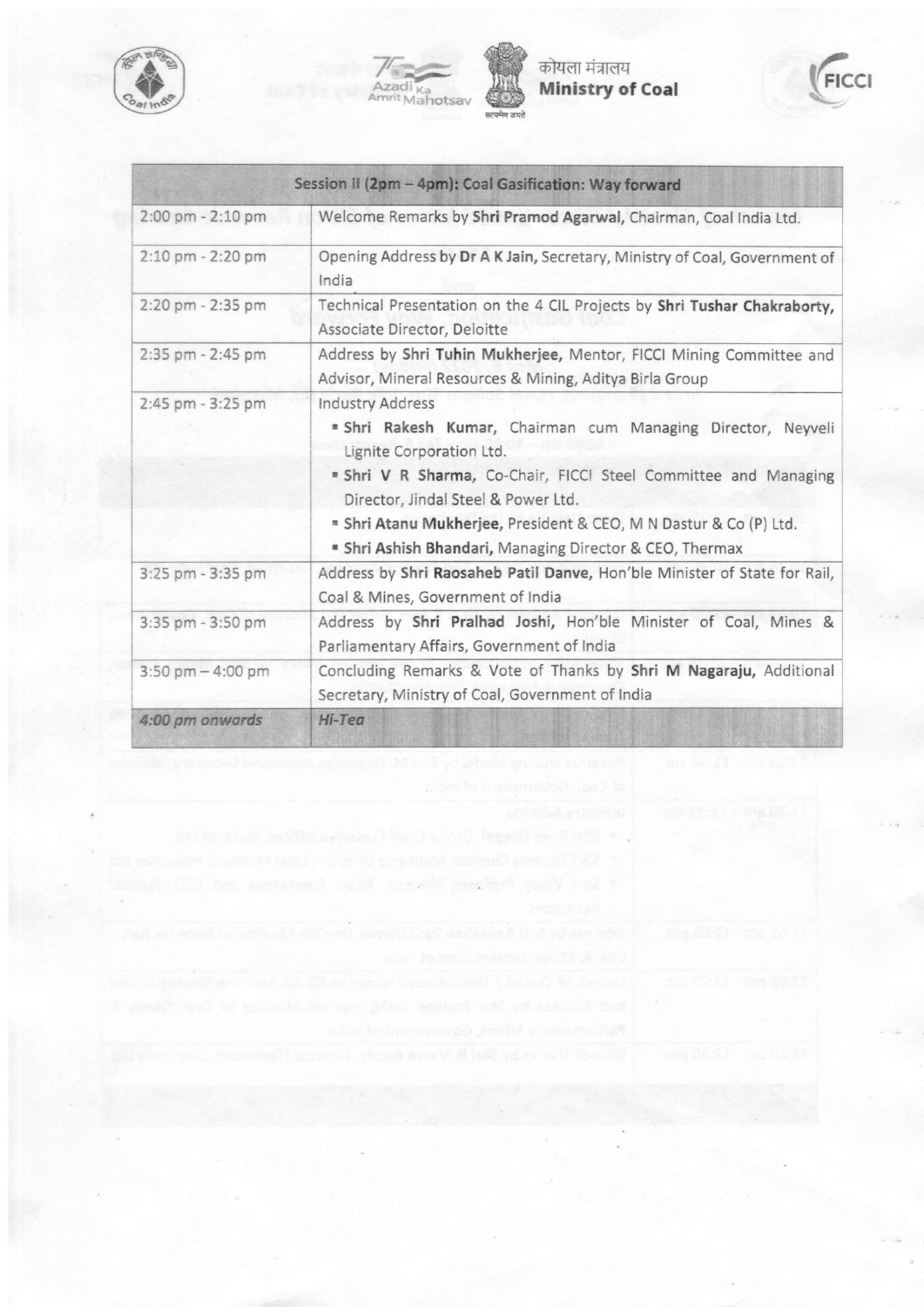कोयला मंत्रालय
**Ministry of Coal**

| Session II (2pm – 4pm): Coal Gasification: Way forward | |
|---|---|
| 2:00 pm - 2:10 pm | Welcome Remarks by **Shri Pramod Agarwal,** Chairman, Coal India Ltd. |
| 2:10 pm - 2:20 pm | Opening Address by **Dr A K Jain,** Secretary, Ministry of Coal, Government of India |
| 2:20 pm - 2:35 pm | Technical Presentation on the 4 CIL Projects by **Shri Tushar Chakraborty,** Associate Director, Deloitte |
| 2:35 pm - 2:45 pm | Address by **Shri Tuhin Mukherjee,** Mentor, FICCI Mining Committee and Advisor, Mineral Resources & Mining, Aditya Birla Group |
| 2:45 pm - 3:25 pm | Industry Address<br>▪ **Shri Rakesh Kumar,** Chairman cum Managing Director, Neyveli Lignite Corporation Ltd.<br>▪ **Shri V R Sharma,** Co-Chair, FICCI Steel Committee and Managing Director, Jindal Steel & Power Ltd.<br>▪ **Shri Atanu Mukherjee,** President & CEO, M N Dastur & Co (P) Ltd.<br>▪ **Shri Ashish Bhandari,** Managing Director & CEO, Thermax |
| 3:25 pm - 3:35 pm | Address by **Shri Raosaheb Patil Danve,** Hon'ble Minister of State for Rail, Coal & Mines, Government of India |
| 3:35 pm - 3:50 pm | Address by **Shri Pralhad Joshi,** Hon'ble Minister of Coal, Mines & Parliamentary Affairs, Government of India |
| 3:50 pm – 4:00 pm | Concluding Remarks & Vote of Thanks by **Shri M Nagaraju,** Additional Secretary, Ministry of Coal, Government of India |
| *4:00 pm onwards* | *Hi-Tea* |